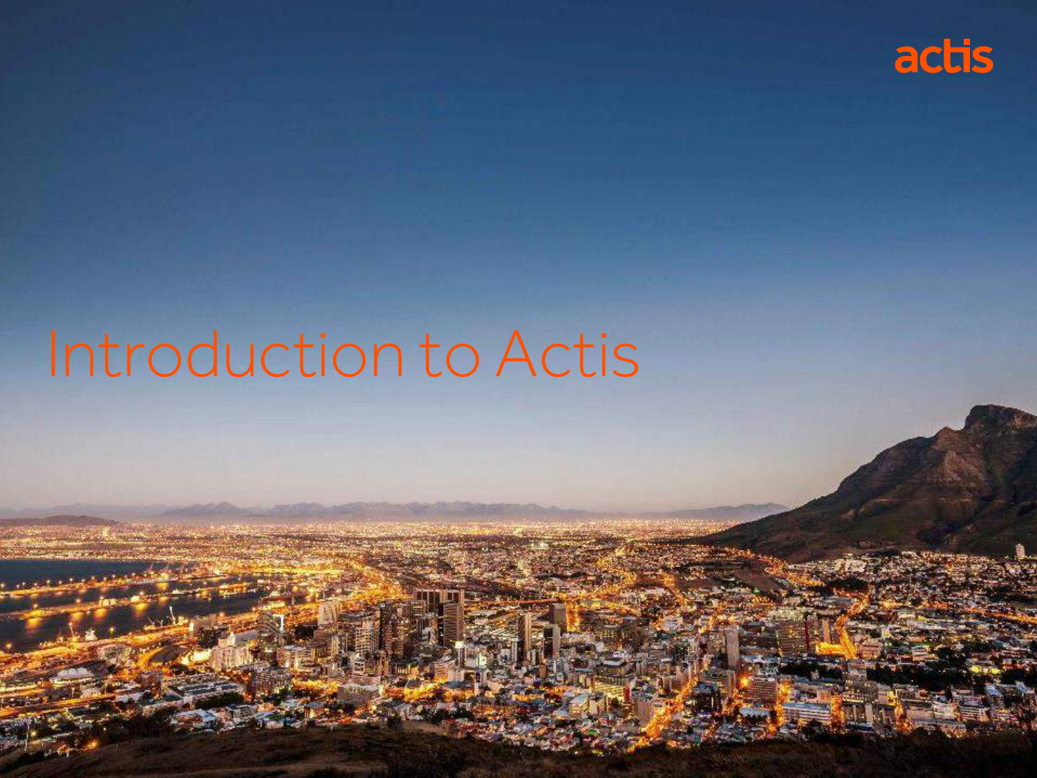actis

# Introduction to Actis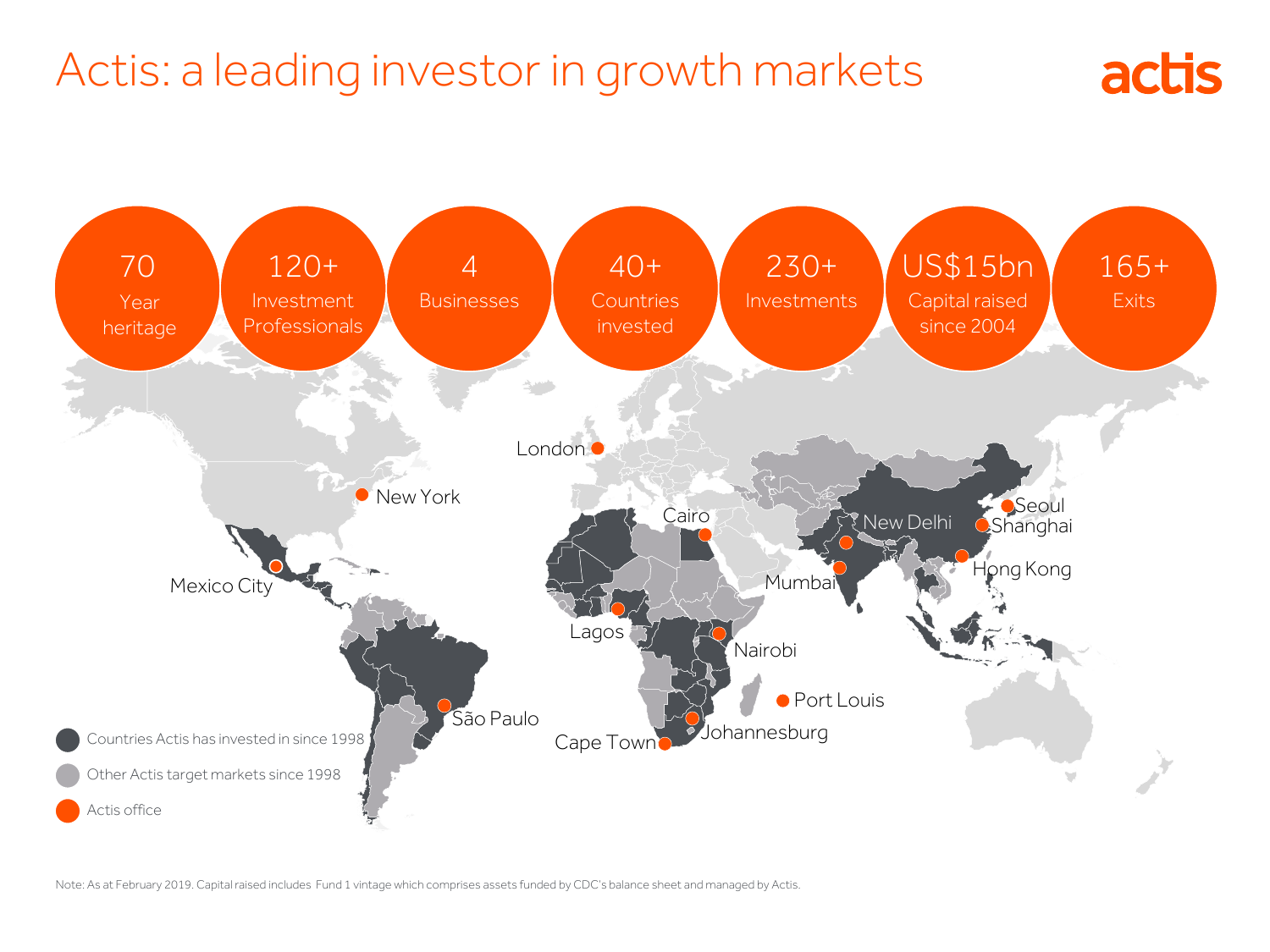# Actis: a leading investor in growth markets

actis

- **70** Year heritage
- **120+** Investment Professionals
- **4** Businesses
- **40+** Countries invested
- **230+** Investments
- **US$15bn** Capital raised since 2004
- **165+** Exits

London, New York, Mexico City, Cairo, New Delhi, Seoul, Shanghai, Hong Kong, Mumbai, Lagos, Nairobi, São Paulo, Port Louis, Johannesburg, Cape Town

- Countries Actis has invested in since 1998
- Other Actis target markets since 1998
- Actis office

Note: As at February 2019. Capital raised includes Fund 1 vintage which comprises assets funded by CDC's balance sheet and managed by Actis.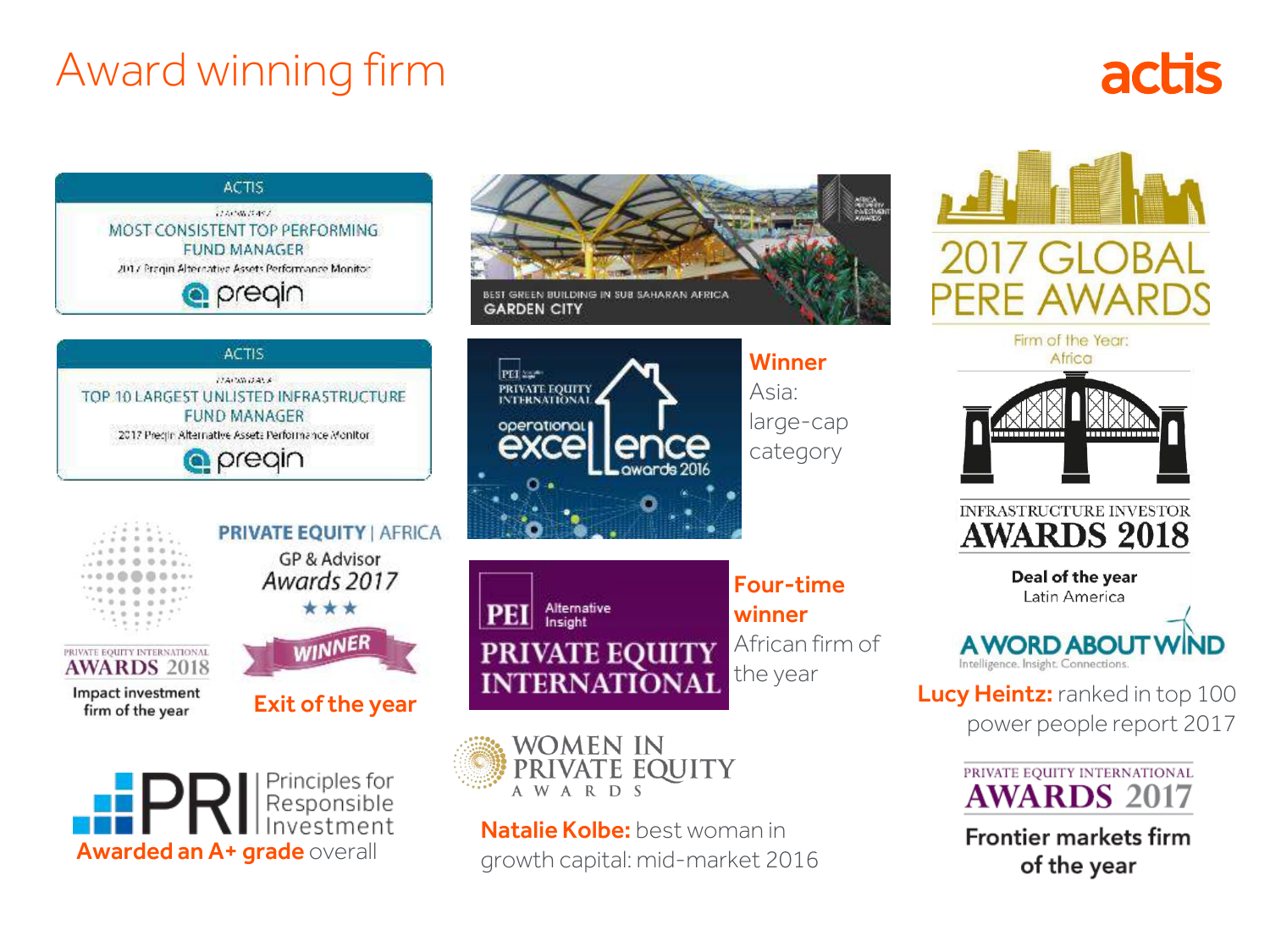# Award winning firm

actis

ACTIS

MOST CONSISTENT TOP PERFORMING FUND MANAGER

2017 Preqin Alternative Assets Performance Monitor

preqin

ACTIS

TOP 10 LARGEST UNLISTED INFRASTRUCTURE FUND MANAGER

2017 Preqin Alternative Assets Performance Monitor

preqin

BEST GREEN BUILDING IN SUB SAHARAN AFRICA
GARDEN CITY

2017 GLOBAL PERE AWARDS

Firm of the Year: Africa

PEI PRIVATE EQUITY INTERNATIONAL operational excellence awards 2016

**Winner** Asia: large-cap category

PRIVATE EQUITY INTERNATIONAL AWARDS 2018

Impact investment firm of the year

PRIVATE EQUITY | AFRICA GP & Advisor Awards 2017

WINNER

**Exit of the year**

PEI Alternative Insight PRIVATE EQUITY INTERNATIONAL

**Four-time winner** African firm of the year

INFRASTRUCTURE INVESTOR AWARDS 2018

**Deal of the year** Latin America

A WORD ABOUT WIND
Intelligence. Insight. Connections.

**Lucy Heintz:** ranked in top 100 power people report 2017

PRI Principles for Responsible Investment

**Awarded an A+ grade** overall

WOMEN IN PRIVATE EQUITY AWARDS

**Natalie Kolbe:** best woman in growth capital: mid-market 2016

PRIVATE EQUITY INTERNATIONAL AWARDS 2017

**Frontier markets firm of the year**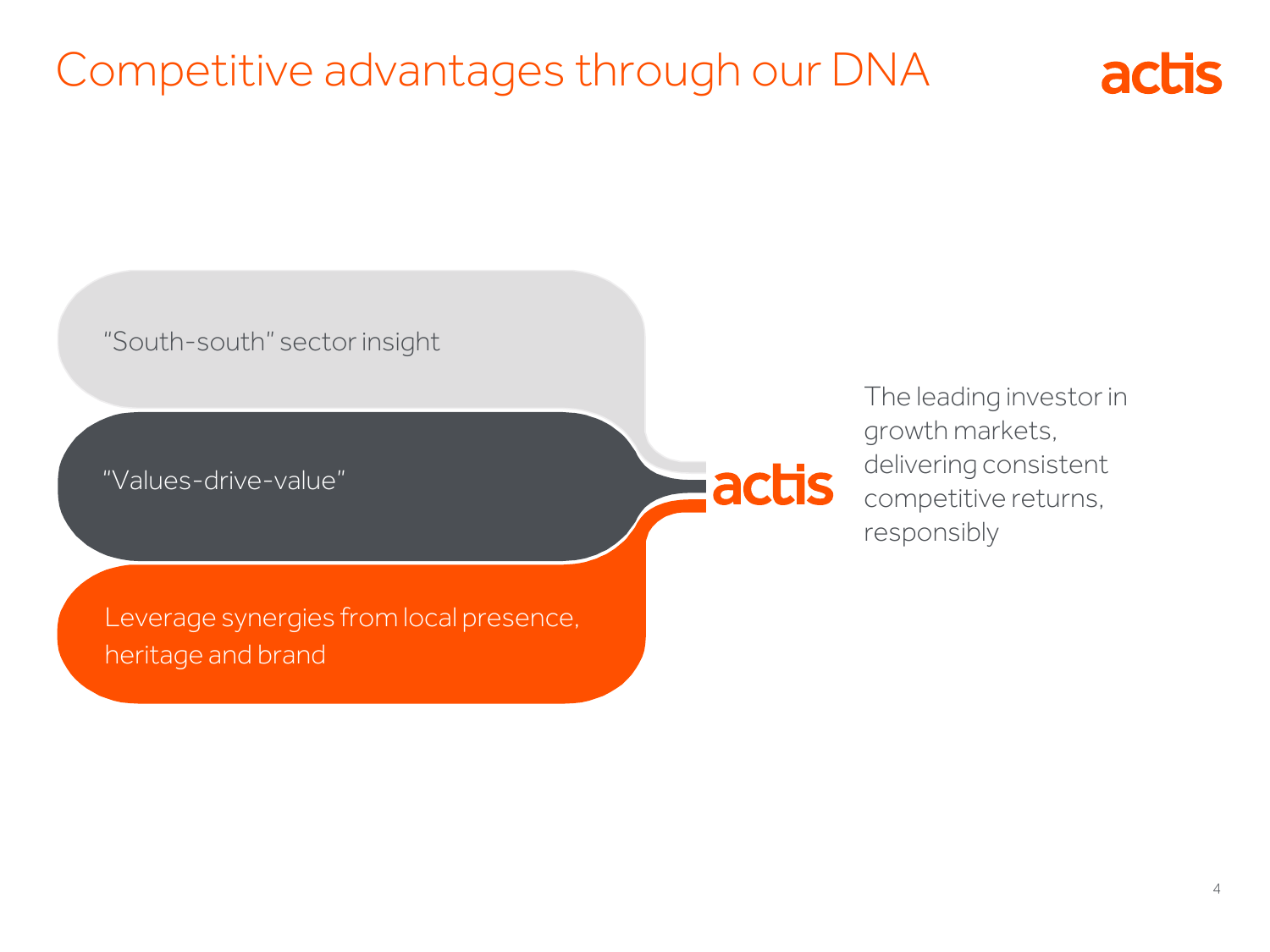# Competitive advantages through our DNA

- "South-south" sector insight
- "Values-drive-value"
- Leverage synergies from local presence, heritage and brand

actis

The leading investor in growth markets, delivering consistent competitive returns, responsibly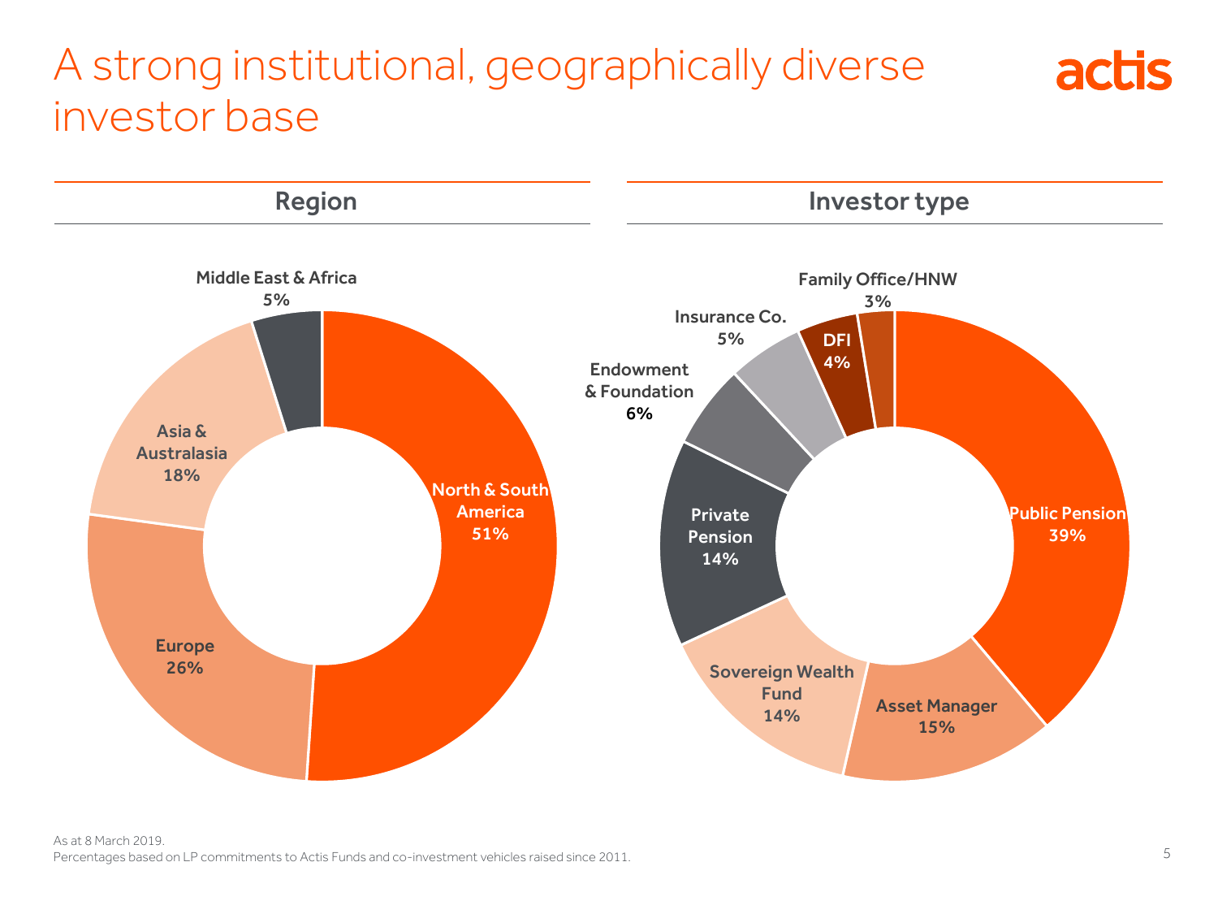# A strong institutional, geographically diverse investor base

## Region

| Region | Share |
|---|---|
| North & South America | 51% |
| Europe | 26% |
| Asia & Australasia | 18% |
| Middle East & Africa | 5% |

## Investor type

| Investor type | Share |
|---|---|
| Public Pension | 39% |
| Asset Manager | 15% |
| Sovereign Wealth Fund | 14% |
| Private Pension | 14% |
| Endowment & Foundation | 6% |
| Insurance Co. | 5% |
| DFI | 4% |
| Family Office/HNW | 3% |

As at 8 March 2019.
Percentages based on LP commitments to Actis Funds and co-investment vehicles raised since 2011.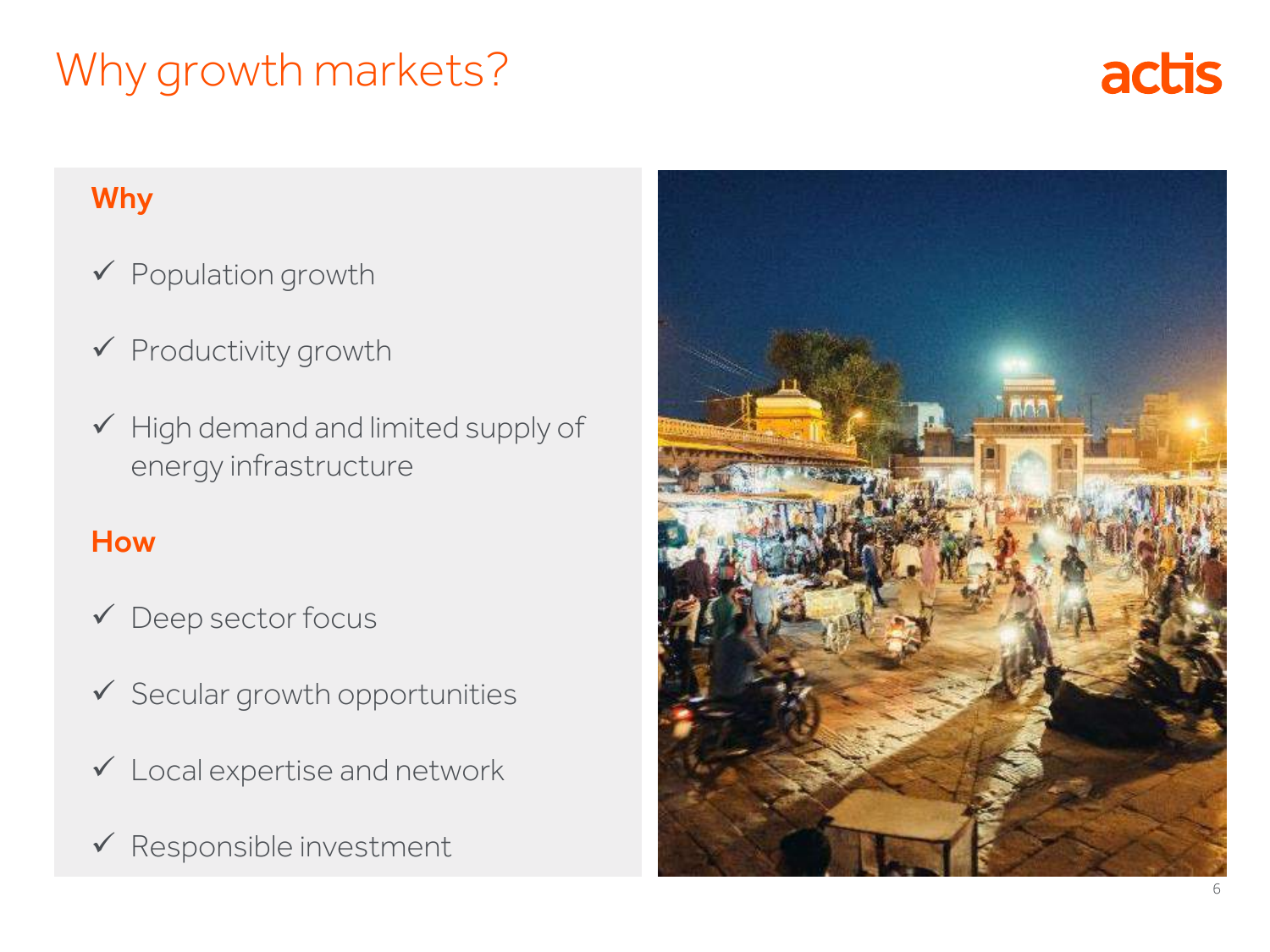# Why growth markets?

actis

### Why

- ✓ Population growth
- ✓ Productivity growth
- ✓ High demand and limited supply of energy infrastructure

### How

- ✓ Deep sector focus
- ✓ Secular growth opportunities
- ✓ Local expertise and network
- ✓ Responsible investment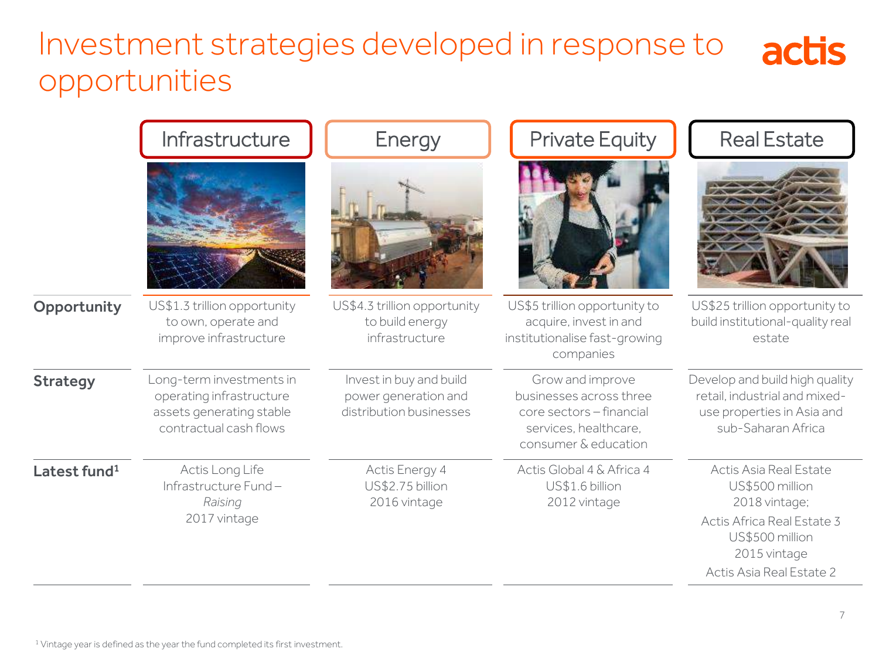# Investment strategies developed in response to opportunities

|  | Infrastructure | Energy | Private Equity | Real Estate |
|---|---|---|---|---|
| **Opportunity** | US$1.3 trillion opportunity to own, operate and improve infrastructure | US$4.3 trillion opportunity to build energy infrastructure | US$5 trillion opportunity to acquire, invest in and institutionalise fast-growing companies | US$25 trillion opportunity to build institutional-quality real estate |
| **Strategy** | Long-term investments in operating infrastructure assets generating stable contractual cash flows | Invest in buy and build power generation and distribution businesses | Grow and improve businesses across three core sectors – financial services, healthcare, consumer & education | Develop and build high quality retail, industrial and mixed-use properties in Asia and sub-Saharan Africa |
| **Latest fund[1]** | Actis Long Life Infrastructure Fund – *Raising* 2017 vintage | Actis Energy 4 US$2.75 billion 2016 vintage | Actis Global 4 & Africa 4 US$1.6 billion 2012 vintage | Actis Asia Real Estate US$500 million 2018 vintage; Actis Africa Real Estate 3 US$500 million 2015 vintage Actis Asia Real Estate 2 |

[1] Vintage year is defined as the year the fund completed its first investment.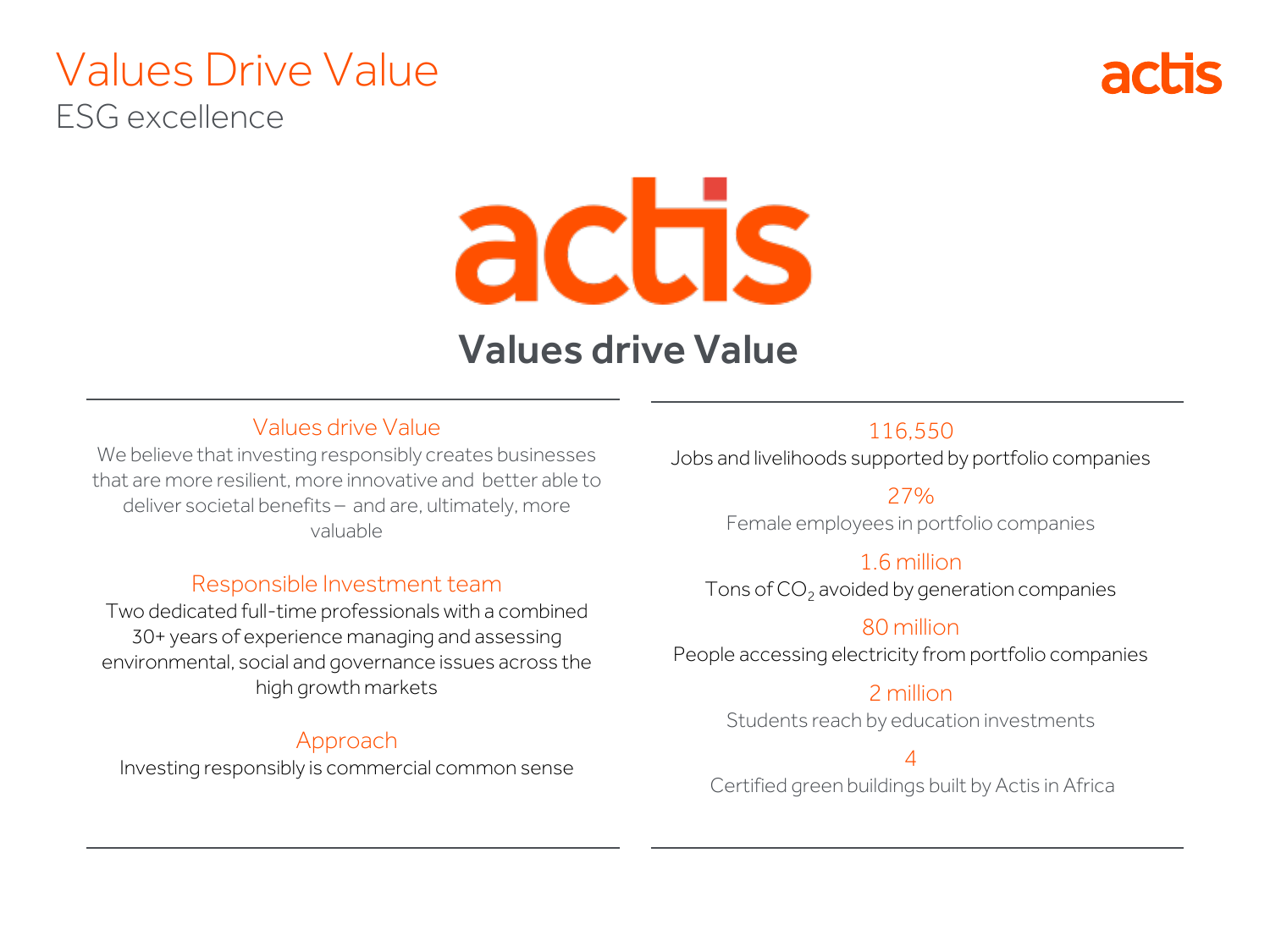# Values Drive Value

## ESG excellence

actis

**Values drive Value**

### Values drive Value

We believe that investing responsibly creates businesses that are more resilient, more innovative and better able to deliver societal benefits – and are, ultimately, more valuable

### Responsible Investment team

Two dedicated full-time professionals with a combined 30+ years of experience managing and assessing environmental, social and governance issues across the high growth markets

### Approach

Investing responsibly is commercial common sense

**116,550**
Jobs and livelihoods supported by portfolio companies

**27%**
Female employees in portfolio companies

**1.6 million**
Tons of $CO_2$ avoided by generation companies

**80 million**
People accessing electricity from portfolio companies

**2 million**
Students reach by education investments

**4**
Certified green buildings built by Actis in Africa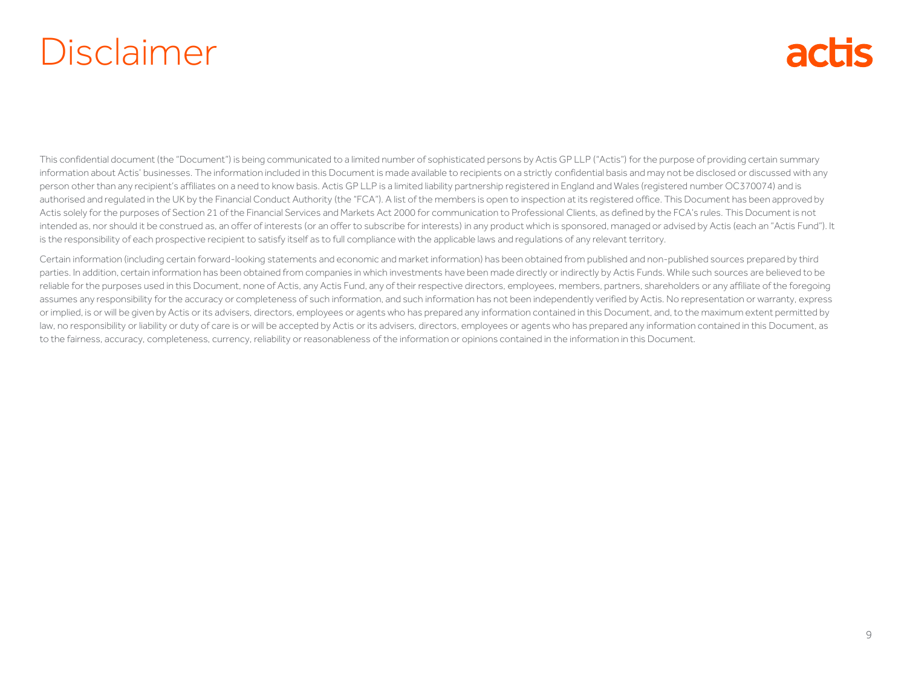# Disclaimer

actis

This confidential document (the "Document") is being communicated to a limited number of sophisticated persons by Actis GP LLP ("Actis") for the purpose of providing certain summary information about Actis' businesses. The information included in this Document is made available to recipients on a strictly confidential basis and may not be disclosed or discussed with any person other than any recipient's affiliates on a need to know basis. Actis GP LLP is a limited liability partnership registered in England and Wales (registered number OC370074) and is authorised and regulated in the UK by the Financial Conduct Authority (the "FCA"). A list of the members is open to inspection at its registered office. This Document has been approved by Actis solely for the purposes of Section 21 of the Financial Services and Markets Act 2000 for communication to Professional Clients, as defined by the FCA's rules. This Document is not intended as, nor should it be construed as, an offer of interests (or an offer to subscribe for interests) in any product which is sponsored, managed or advised by Actis (each an "Actis Fund"). It is the responsibility of each prospective recipient to satisfy itself as to full compliance with the applicable laws and regulations of any relevant territory.

Certain information (including certain forward-looking statements and economic and market information) has been obtained from published and non-published sources prepared by third parties. In addition, certain information has been obtained from companies in which investments have been made directly or indirectly by Actis Funds. While such sources are believed to be reliable for the purposes used in this Document, none of Actis, any Actis Fund, any of their respective directors, employees, members, partners, shareholders or any affiliate of the foregoing assumes any responsibility for the accuracy or completeness of such information, and such information has not been independently verified by Actis. No representation or warranty, express or implied, is or will be given by Actis or its advisers, directors, employees or agents who has prepared any information contained in this Document, and, to the maximum extent permitted by law, no responsibility or liability or duty of care is or will be accepted by Actis or its advisers, directors, employees or agents who has prepared any information contained in this Document, as to the fairness, accuracy, completeness, currency, reliability or reasonableness of the information or opinions contained in the information in this Document.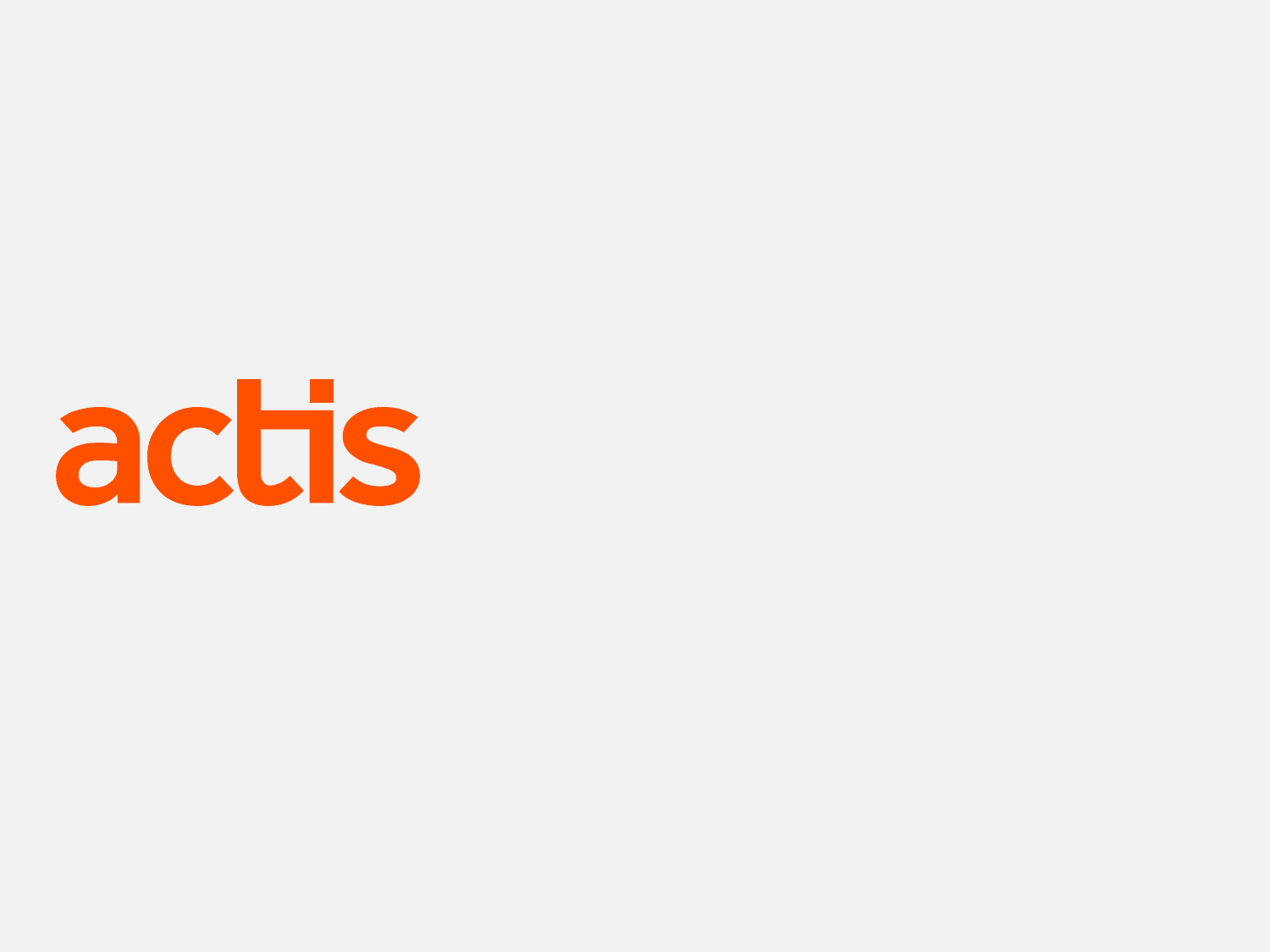actis